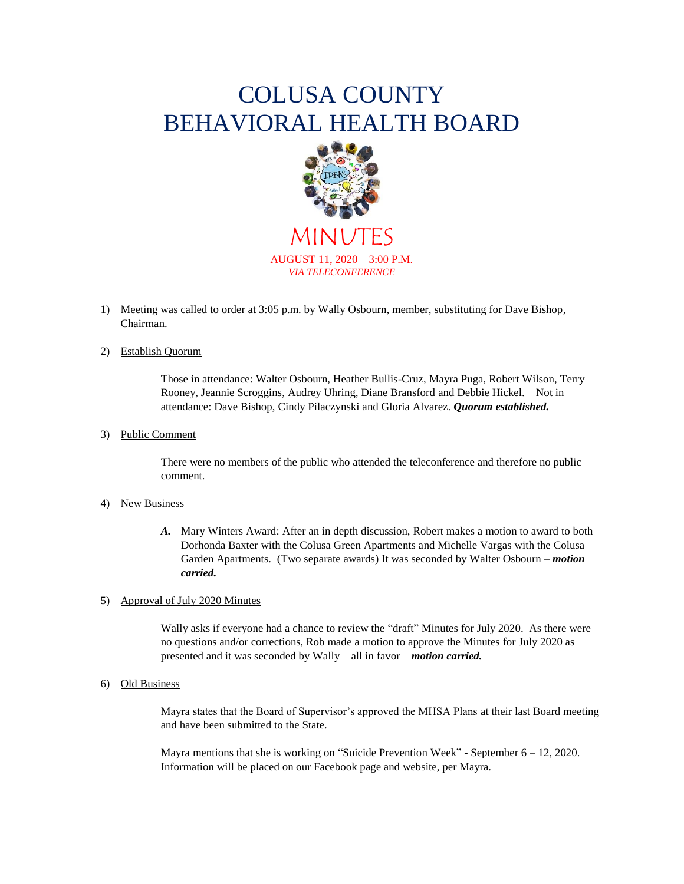# COLUSA COUNTY BEHAVIORAL HEALTH BOARD

## MINUTES

AUGUST 11, 2020 – 3:00 P.M.
*VIA TELECONFERENCE*

1) Meeting was called to order at 3:05 p.m. by Wally Osbourn, member, substituting for Dave Bishop, Chairman.

2) Establish Quorum

   Those in attendance: Walter Osbourn, Heather Bullis-Cruz, Mayra Puga, Robert Wilson, Terry Rooney, Jeannie Scroggins, Audrey Uhring, Diane Bransford and Debbie Hickel. Not in attendance: Dave Bishop, Cindy Pilaczynski and Gloria Alvarez. ***Quorum established.***

3) Public Comment

   There were no members of the public who attended the teleconference and therefore no public comment.

4) New Business

   ***A.*** Mary Winters Award: After an in depth discussion, Robert makes a motion to award to both Dorhonda Baxter with the Colusa Green Apartments and Michelle Vargas with the Colusa Garden Apartments. (Two separate awards) It was seconded by Walter Osbourn – ***motion carried.***

5) Approval of July 2020 Minutes

   Wally asks if everyone had a chance to review the "draft" Minutes for July 2020. As there were no questions and/or corrections, Rob made a motion to approve the Minutes for July 2020 as presented and it was seconded by Wally – all in favor – ***motion carried.***

6) Old Business

   Mayra states that the Board of Supervisor's approved the MHSA Plans at their last Board meeting and have been submitted to the State.

   Mayra mentions that she is working on "Suicide Prevention Week" - September 6 – 12, 2020. Information will be placed on our Facebook page and website, per Mayra.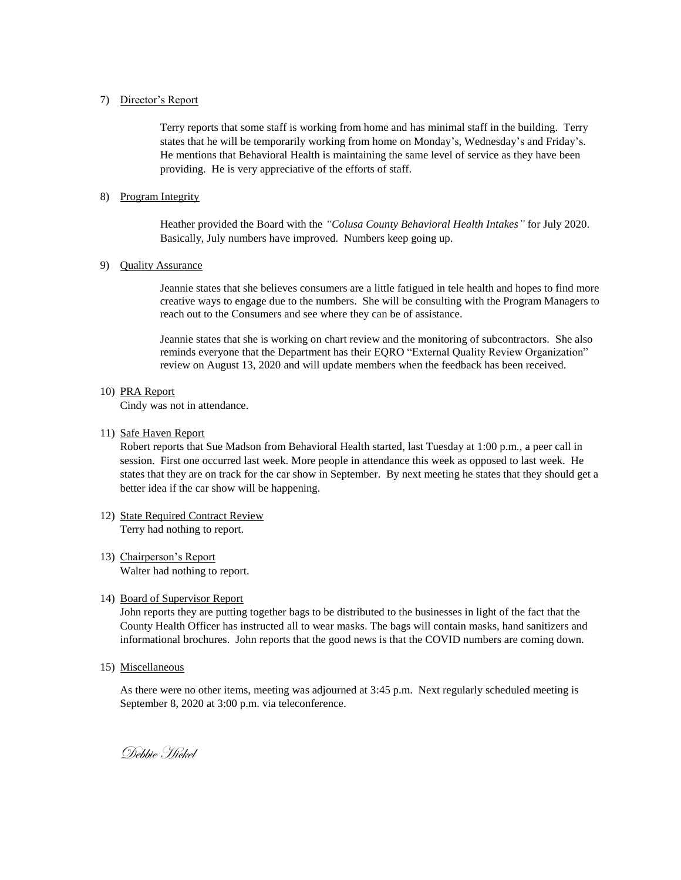7) Director's Report

Terry reports that some staff is working from home and has minimal staff in the building. Terry states that he will be temporarily working from home on Monday's, Wednesday's and Friday's. He mentions that Behavioral Health is maintaining the same level of service as they have been providing. He is very appreciative of the efforts of staff.

8) Program Integrity

Heather provided the Board with the *"Colusa County Behavioral Health Intakes"* for July 2020. Basically, July numbers have improved. Numbers keep going up.

9) Quality Assurance

Jeannie states that she believes consumers are a little fatigued in tele health and hopes to find more creative ways to engage due to the numbers. She will be consulting with the Program Managers to reach out to the Consumers and see where they can be of assistance.

Jeannie states that she is working on chart review and the monitoring of subcontractors. She also reminds everyone that the Department has their EQRO "External Quality Review Organization" review on August 13, 2020 and will update members when the feedback has been received.

10) PRA Report

Cindy was not in attendance.

11) Safe Haven Report

Robert reports that Sue Madson from Behavioral Health started, last Tuesday at 1:00 p.m., a peer call in session. First one occurred last week. More people in attendance this week as opposed to last week. He states that they are on track for the car show in September. By next meeting he states that they should get a better idea if the car show will be happening.

12) State Required Contract Review

Terry had nothing to report.

13) Chairperson's Report

Walter had nothing to report.

14) Board of Supervisor Report

John reports they are putting together bags to be distributed to the businesses in light of the fact that the County Health Officer has instructed all to wear masks. The bags will contain masks, hand sanitizers and informational brochures. John reports that the good news is that the COVID numbers are coming down.

15) Miscellaneous

As there were no other items, meeting was adjourned at 3:45 p.m. Next regularly scheduled meeting is September 8, 2020 at 3:00 p.m. via teleconference.

*Debbie Hickel*